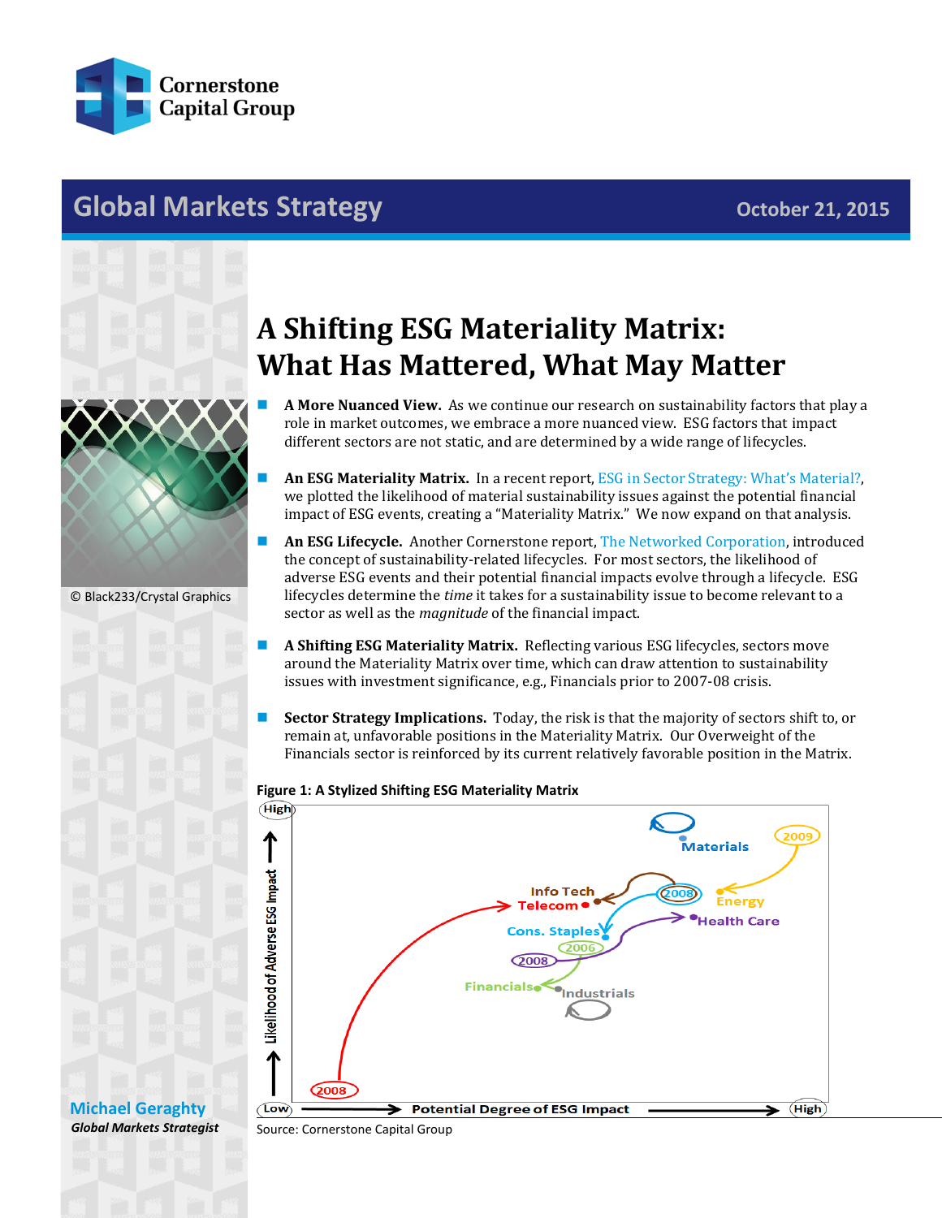Cornerstone Capital Group

# Global Markets Strategy

October 21, 2015

# A Shifting ESG Materiality Matrix: What Has Mattered, What May Matter

- **A More Nuanced View.** As we continue our research on sustainability factors that play a role in market outcomes, we embrace a more nuanced view. ESG factors that impact different sectors are not static, and are determined by a wide range of lifecycles.

- **An ESG Materiality Matrix.** In a recent report, ESG in Sector Strategy: What's Material?, we plotted the likelihood of material sustainability issues against the potential financial impact of ESG events, creating a "Materiality Matrix." We now expand on that analysis.

- **An ESG Lifecycle.** Another Cornerstone report, The Networked Corporation, introduced the concept of sustainability-related lifecycles. For most sectors, the likelihood of adverse ESG events and their potential financial impacts evolve through a lifecycle. ESG lifecycles determine the *time* it takes for a sustainability issue to become relevant to a sector as well as the *magnitude* of the financial impact.

- **A Shifting ESG Materiality Matrix.** Reflecting various ESG lifecycles, sectors move around the Materiality Matrix over time, which can draw attention to sustainability issues with investment significance, e.g., Financials prior to 2007-08 crisis.

- **Sector Strategy Implications.** Today, the risk is that the majority of sectors shift to, or remain at, unfavorable positions in the Materiality Matrix. Our Overweight of the Financials sector is reinforced by its current relatively favorable position in the Matrix.

© Black233/Crystal Graphics

**Figure 1: A Stylized Shifting ESG Materiality Matrix**

Source: Cornerstone Capital Group

**Michael Geraghty**
***Global Markets Strategist***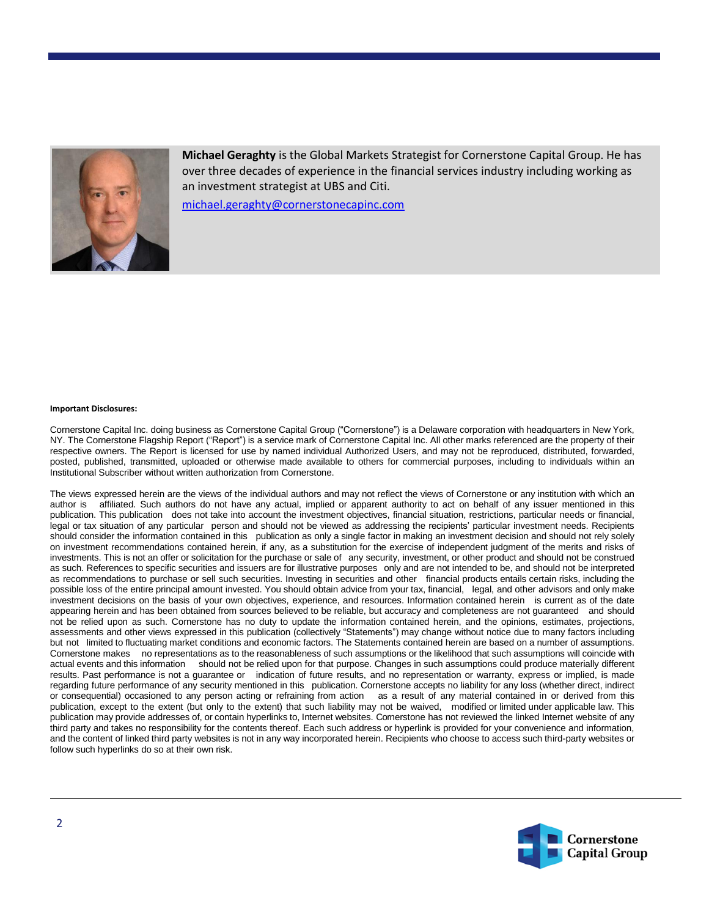**Michael Geraghty** is the Global Markets Strategist for Cornerstone Capital Group. He has over three decades of experience in the financial services industry including working as an investment strategist at UBS and Citi.

michael.geraghty@cornerstonecapinc.com

**Important Disclosures:**

Cornerstone Capital Inc. doing business as Cornerstone Capital Group ("Cornerstone") is a Delaware corporation with headquarters in New York, NY. The Cornerstone Flagship Report ("Report") is a service mark of Cornerstone Capital Inc. All other marks referenced are the property of their respective owners. The Report is licensed for use by named individual Authorized Users, and may not be reproduced, distributed, forwarded, posted, published, transmitted, uploaded or otherwise made available to others for commercial purposes, including to individuals within an Institutional Subscriber without written authorization from Cornerstone.

The views expressed herein are the views of the individual authors and may not reflect the views of Cornerstone or any institution with which an author is affiliated. Such authors do not have any actual, implied or apparent authority to act on behalf of any issuer mentioned in this publication. This publication does not take into account the investment objectives, financial situation, restrictions, particular needs or financial, legal or tax situation of any particular person and should not be viewed as addressing the recipients' particular investment needs. Recipients should consider the information contained in this publication as only a single factor in making an investment decision and should not rely solely on investment recommendations contained herein, if any, as a substitution for the exercise of independent judgment of the merits and risks of investments. This is not an offer or solicitation for the purchase or sale of any security, investment, or other product and should not be construed as such. References to specific securities and issuers are for illustrative purposes only and are not intended to be, and should not be interpreted as recommendations to purchase or sell such securities. Investing in securities and other financial products entails certain risks, including the possible loss of the entire principal amount invested. You should obtain advice from your tax, financial, legal, and other advisors and only make investment decisions on the basis of your own objectives, experience, and resources. Information contained herein is current as of the date appearing herein and has been obtained from sources believed to be reliable, but accuracy and completeness are not guaranteed and should not be relied upon as such. Cornerstone has no duty to update the information contained herein, and the opinions, estimates, projections, assessments and other views expressed in this publication (collectively "Statements") may change without notice due to many factors including but not limited to fluctuating market conditions and economic factors. The Statements contained herein are based on a number of assumptions. Cornerstone makes no representations as to the reasonableness of such assumptions or the likelihood that such assumptions will coincide with actual events and this information should not be relied upon for that purpose. Changes in such assumptions could produce materially different results. Past performance is not a guarantee or indication of future results, and no representation or warranty, express or implied, is made regarding future performance of any security mentioned in this publication. Cornerstone accepts no liability for any loss (whether direct, indirect or consequential) occasioned to any person acting or refraining from action as a result of any material contained in or derived from this publication, except to the extent (but only to the extent) that such liability may not be waived, modified or limited under applicable law. This publication may provide addresses of, or contain hyperlinks to, Internet websites. Cornerstone has not reviewed the linked Internet website of any third party and takes no responsibility for the contents thereof. Each such address or hyperlink is provided for your convenience and information, and the content of linked third party websites is not in any way incorporated herein. Recipients who choose to access such third-party websites or follow such hyperlinks do so at their own risk.

Cornerstone Capital Group